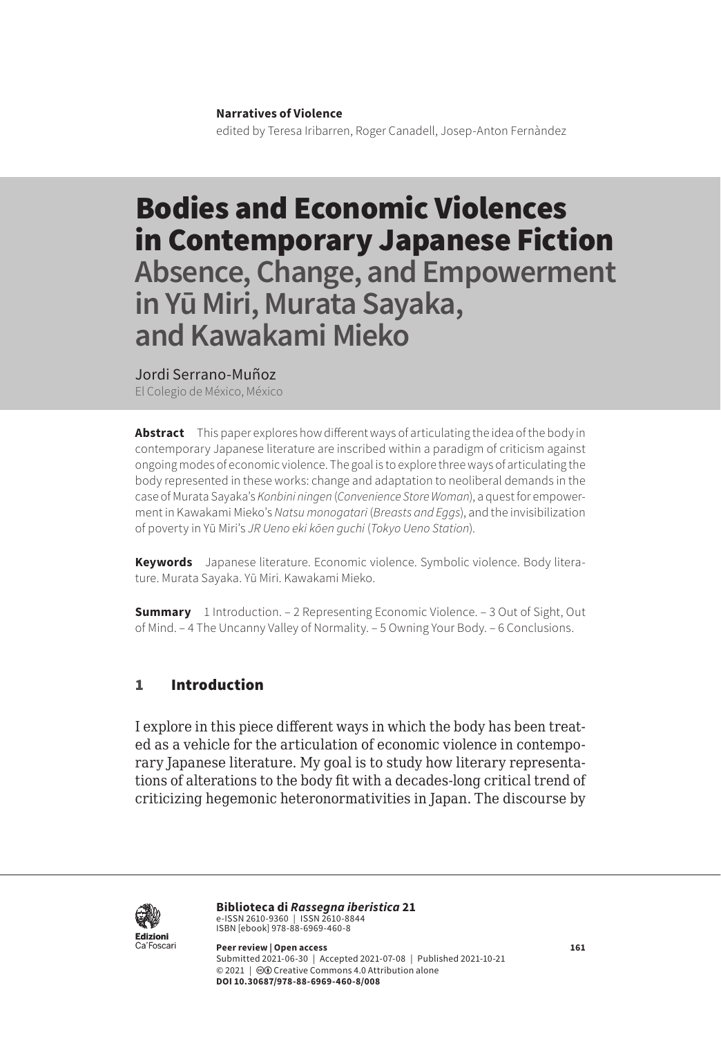**Narratives of Violence**
edited by Teresa Iribarren, Roger Canadell, Josep-Anton Fernàndez

# Bodies and Economic Violences in Contemporary Japanese Fiction
## Absence, Change, and Empowerment in Yū Miri, Murata Sayaka, and Kawakami Mieko

Jordi Serrano-Muñoz
El Colegio de México, México

**Abstract** This paper explores how different ways of articulating the idea of the body in contemporary Japanese literature are inscribed within a paradigm of criticism against ongoing modes of economic violence. The goal is to explore three ways of articulating the body represented in these works: change and adaptation to neoliberal demands in the case of Murata Sayaka's *Konbini ningen* (*Convenience Store Woman*), a quest for empowerment in Kawakami Mieko's *Natsu monogatari* (*Breasts and Eggs*), and the invisibilization of poverty in Yū Miri's *JR Ueno eki kōen guchi* (*Tokyo Ueno Station*).

**Keywords** Japanese literature. Economic violence. Symbolic violence. Body literature. Murata Sayaka. Yū Miri. Kawakami Mieko.

**Summary** 1 Introduction. – 2 Representing Economic Violence. – 3 Out of Sight, Out of Mind. – 4 The Uncanny Valley of Normality. – 5 Owning Your Body. – 6 Conclusions.

## 1 Introduction

I explore in this piece different ways in which the body has been treated as a vehicle for the articulation of economic violence in contemporary Japanese literature. My goal is to study how literary representations of alterations to the body fit with a decades-long critical trend of criticizing hegemonic heteronormativities in Japan. The discourse by

**Biblioteca di *Rassegna iberistica* 21**
e-ISSN 2610-9360 | ISSN 2610-8844
ISBN [ebook] 978-88-6969-460-8

**Peer review | Open access**
Submitted 2021-06-30 | Accepted 2021-07-08 | Published 2021-10-21
© 2021 | Creative Commons 4.0 Attribution alone
**DOI 10.30687/978-88-6969-460-8/008**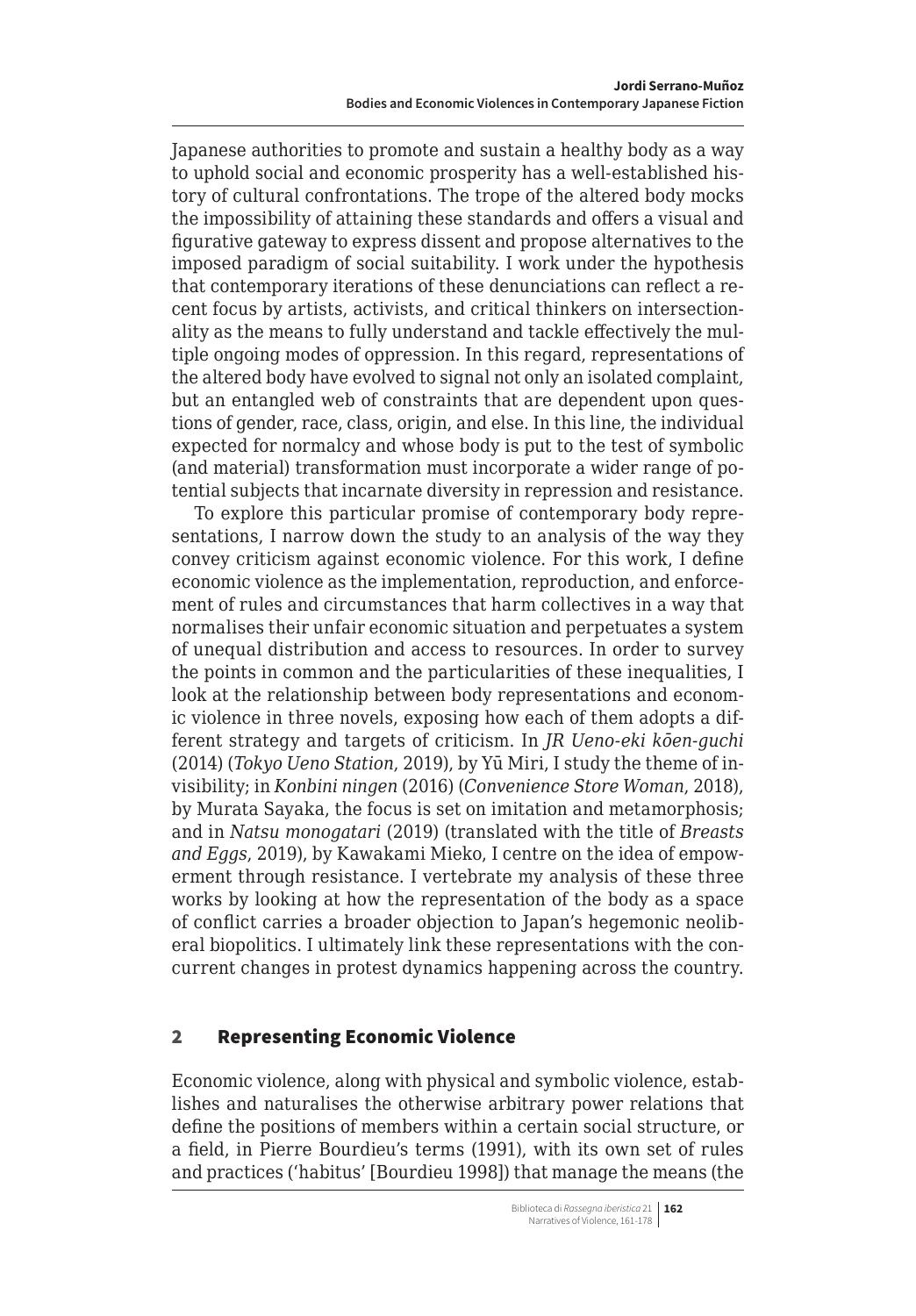Japanese authorities to promote and sustain a healthy body as a way to uphold social and economic prosperity has a well-established history of cultural confrontations. The trope of the altered body mocks the impossibility of attaining these standards and offers a visual and figurative gateway to express dissent and propose alternatives to the imposed paradigm of social suitability. I work under the hypothesis that contemporary iterations of these denunciations can reflect a recent focus by artists, activists, and critical thinkers on intersectionality as the means to fully understand and tackle effectively the multiple ongoing modes of oppression. In this regard, representations of the altered body have evolved to signal not only an isolated complaint, but an entangled web of constraints that are dependent upon questions of gender, race, class, origin, and else. In this line, the individual expected for normalcy and whose body is put to the test of symbolic (and material) transformation must incorporate a wider range of potential subjects that incarnate diversity in repression and resistance.

To explore this particular promise of contemporary body representations, I narrow down the study to an analysis of the way they convey criticism against economic violence. For this work, I define economic violence as the implementation, reproduction, and enforcement of rules and circumstances that harm collectives in a way that normalises their unfair economic situation and perpetuates a system of unequal distribution and access to resources. In order to survey the points in common and the particularities of these inequalities, I look at the relationship between body representations and economic violence in three novels, exposing how each of them adopts a different strategy and targets of criticism. In *JR Ueno-eki kōen-guchi* (2014) (*Tokyo Ueno Station*, 2019), by Yū Miri, I study the theme of invisibility; in *Konbini ningen* (2016) (*Convenience Store Woman*, 2018), by Murata Sayaka, the focus is set on imitation and metamorphosis; and in *Natsu monogatari* (2019) (translated with the title of *Breasts and Eggs*, 2019), by Kawakami Mieko, I centre on the idea of empowerment through resistance. I vertebrate my analysis of these three works by looking at how the representation of the body as a space of conflict carries a broader objection to Japan's hegemonic neoliberal biopolitics. I ultimately link these representations with the concurrent changes in protest dynamics happening across the country.

## 2 Representing Economic Violence

Economic violence, along with physical and symbolic violence, establishes and naturalises the otherwise arbitrary power relations that define the positions of members within a certain social structure, or a field, in Pierre Bourdieu's terms (1991), with its own set of rules and practices ('habitus' [Bourdieu 1998]) that manage the means (the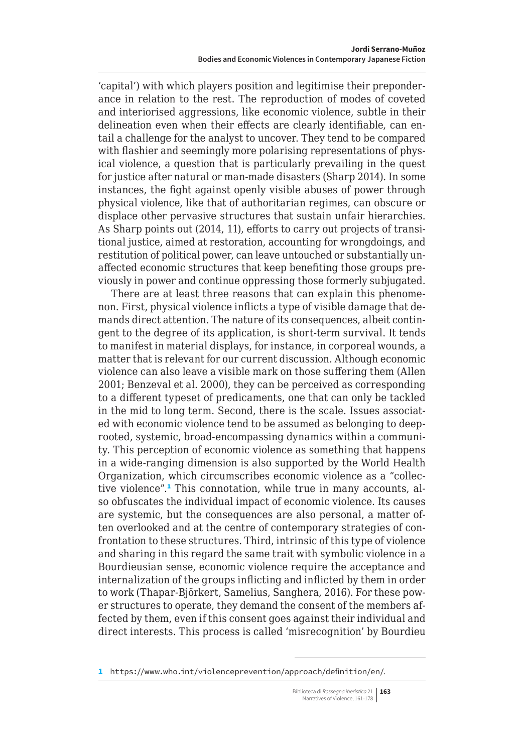'capital') with which players position and legitimise their preponderance in relation to the rest. The reproduction of modes of coveted and interiorised aggressions, like economic violence, subtle in their delineation even when their effects are clearly identifiable, can entail a challenge for the analyst to uncover. They tend to be compared with flashier and seemingly more polarising representations of physical violence, a question that is particularly prevailing in the quest for justice after natural or man-made disasters (Sharp 2014). In some instances, the fight against openly visible abuses of power through physical violence, like that of authoritarian regimes, can obscure or displace other pervasive structures that sustain unfair hierarchies. As Sharp points out (2014, 11), efforts to carry out projects of transitional justice, aimed at restoration, accounting for wrongdoings, and restitution of political power, can leave untouched or substantially unaffected economic structures that keep benefiting those groups previously in power and continue oppressing those formerly subjugated.

There are at least three reasons that can explain this phenomenon. First, physical violence inflicts a type of visible damage that demands direct attention. The nature of its consequences, albeit contingent to the degree of its application, is short-term survival. It tends to manifest in material displays, for instance, in corporeal wounds, a matter that is relevant for our current discussion. Although economic violence can also leave a visible mark on those suffering them (Allen 2001; Benzeval et al. 2000), they can be perceived as corresponding to a different typeset of predicaments, one that can only be tackled in the mid to long term. Second, there is the scale. Issues associated with economic violence tend to be assumed as belonging to deep-rooted, systemic, broad-encompassing dynamics within a community. This perception of economic violence as something that happens in a wide-ranging dimension is also supported by the World Health Organization, which circumscribes economic violence as a "collective violence".[1] This connotation, while true in many accounts, also obfuscates the individual impact of economic violence. Its causes are systemic, but the consequences are also personal, a matter often overlooked and at the centre of contemporary strategies of confrontation to these structures. Third, intrinsic of this type of violence and sharing in this regard the same trait with symbolic violence in a Bourdieusian sense, economic violence require the acceptance and internalization of the groups inflicting and inflicted by them in order to work (Thapar-Björkert, Samelius, Sanghera, 2016). For these power structures to operate, they demand the consent of the members affected by them, even if this consent goes against their individual and direct interests. This process is called 'misrecognition' by Bourdieu

---

1 https://www.who.int/violenceprevention/approach/definition/en/.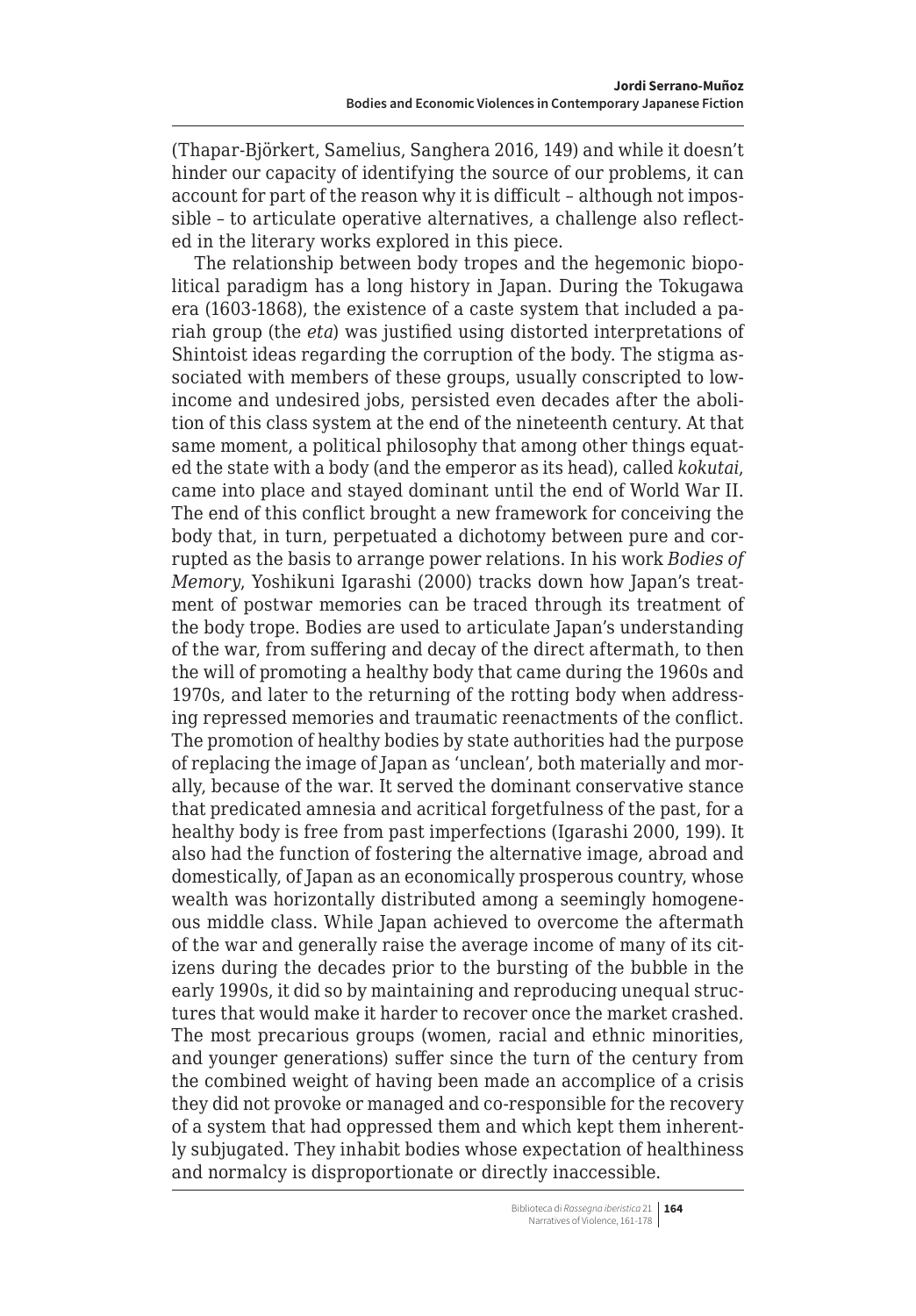(Thapar-Björkert, Samelius, Sanghera 2016, 149) and while it doesn't hinder our capacity of identifying the source of our problems, it can account for part of the reason why it is difficult – although not impossible – to articulate operative alternatives, a challenge also reflected in the literary works explored in this piece.

The relationship between body tropes and the hegemonic biopolitical paradigm has a long history in Japan. During the Tokugawa era (1603-1868), the existence of a caste system that included a pariah group (the *eta*) was justified using distorted interpretations of Shintoist ideas regarding the corruption of the body. The stigma associated with members of these groups, usually conscripted to low-income and undesired jobs, persisted even decades after the abolition of this class system at the end of the nineteenth century. At that same moment, a political philosophy that among other things equated the state with a body (and the emperor as its head), called *kokutai*, came into place and stayed dominant until the end of World War II. The end of this conflict brought a new framework for conceiving the body that, in turn, perpetuated a dichotomy between pure and corrupted as the basis to arrange power relations. In his work *Bodies of Memory*, Yoshikuni Igarashi (2000) tracks down how Japan's treatment of postwar memories can be traced through its treatment of the body trope. Bodies are used to articulate Japan's understanding of the war, from suffering and decay of the direct aftermath, to then the will of promoting a healthy body that came during the 1960s and 1970s, and later to the returning of the rotting body when addressing repressed memories and traumatic reenactments of the conflict. The promotion of healthy bodies by state authorities had the purpose of replacing the image of Japan as 'unclean', both materially and morally, because of the war. It served the dominant conservative stance that predicated amnesia and acritical forgetfulness of the past, for a healthy body is free from past imperfections (Igarashi 2000, 199). It also had the function of fostering the alternative image, abroad and domestically, of Japan as an economically prosperous country, whose wealth was horizontally distributed among a seemingly homogeneous middle class. While Japan achieved to overcome the aftermath of the war and generally raise the average income of many of its citizens during the decades prior to the bursting of the bubble in the early 1990s, it did so by maintaining and reproducing unequal structures that would make it harder to recover once the market crashed. The most precarious groups (women, racial and ethnic minorities, and younger generations) suffer since the turn of the century from the combined weight of having been made an accomplice of a crisis they did not provoke or managed and co-responsible for the recovery of a system that had oppressed them and which kept them inherently subjugated. They inhabit bodies whose expectation of healthiness and normalcy is disproportionate or directly inaccessible.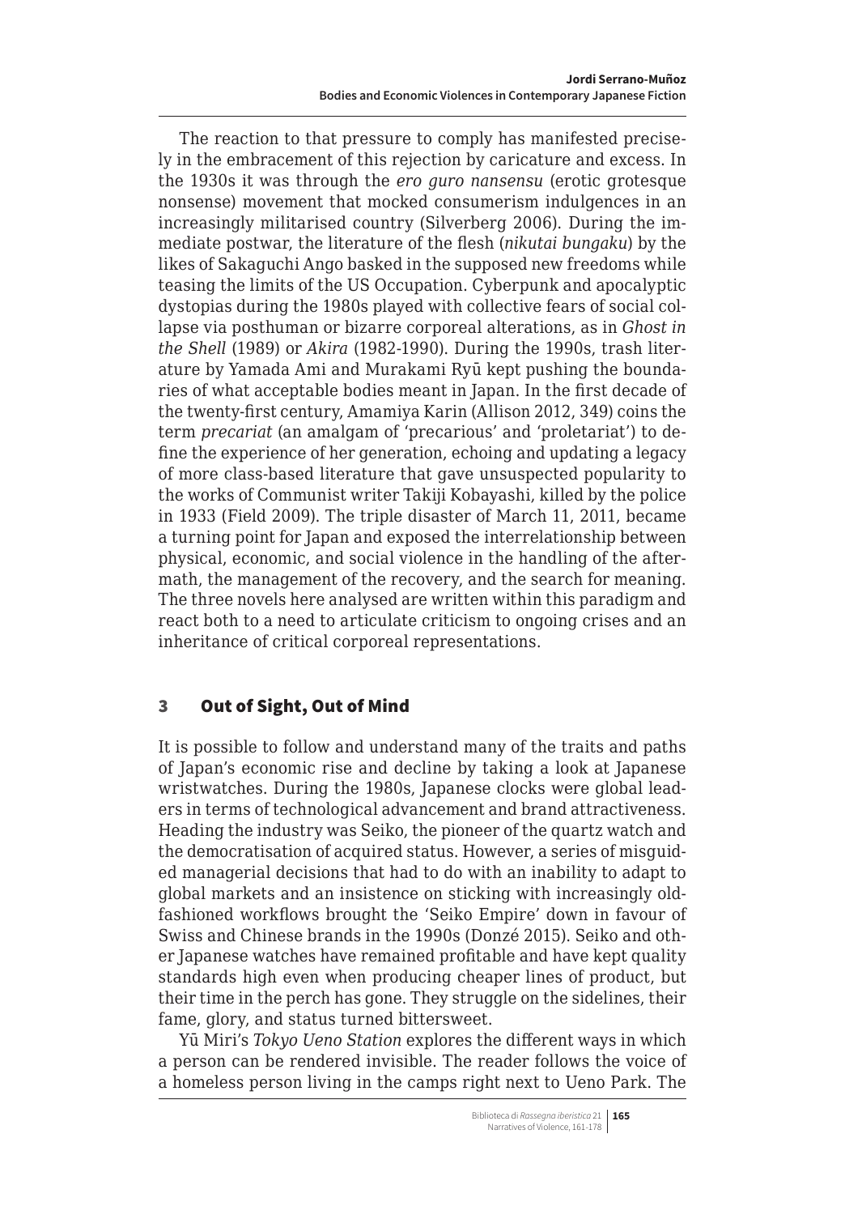The reaction to that pressure to comply has manifested precisely in the embracement of this rejection by caricature and excess. In the 1930s it was through the *ero guro nansensu* (erotic grotesque nonsense) movement that mocked consumerism indulgences in an increasingly militarised country (Silverberg 2006). During the immediate postwar, the literature of the flesh (*nikutai bungaku*) by the likes of Sakaguchi Ango basked in the supposed new freedoms while teasing the limits of the US Occupation. Cyberpunk and apocalyptic dystopias during the 1980s played with collective fears of social collapse via posthuman or bizarre corporeal alterations, as in *Ghost in the Shell* (1989) or *Akira* (1982-1990). During the 1990s, trash literature by Yamada Ami and Murakami Ryū kept pushing the boundaries of what acceptable bodies meant in Japan. In the first decade of the twenty-first century, Amamiya Karin (Allison 2012, 349) coins the term *precariat* (an amalgam of 'precarious' and 'proletariat') to define the experience of her generation, echoing and updating a legacy of more class-based literature that gave unsuspected popularity to the works of Communist writer Takiji Kobayashi, killed by the police in 1933 (Field 2009). The triple disaster of March 11, 2011, became a turning point for Japan and exposed the interrelationship between physical, economic, and social violence in the handling of the aftermath, the management of the recovery, and the search for meaning. The three novels here analysed are written within this paradigm and react both to a need to articulate criticism to ongoing crises and an inheritance of critical corporeal representations.

## 3 Out of Sight, Out of Mind

It is possible to follow and understand many of the traits and paths of Japan's economic rise and decline by taking a look at Japanese wristwatches. During the 1980s, Japanese clocks were global leaders in terms of technological advancement and brand attractiveness. Heading the industry was Seiko, the pioneer of the quartz watch and the democratisation of acquired status. However, a series of misguided managerial decisions that had to do with an inability to adapt to global markets and an insistence on sticking with increasingly old-fashioned workflows brought the 'Seiko Empire' down in favour of Swiss and Chinese brands in the 1990s (Donzé 2015). Seiko and other Japanese watches have remained profitable and have kept quality standards high even when producing cheaper lines of product, but their time in the perch has gone. They struggle on the sidelines, their fame, glory, and status turned bittersweet.

Yū Miri's *Tokyo Ueno Station* explores the different ways in which a person can be rendered invisible. The reader follows the voice of a homeless person living in the camps right next to Ueno Park. The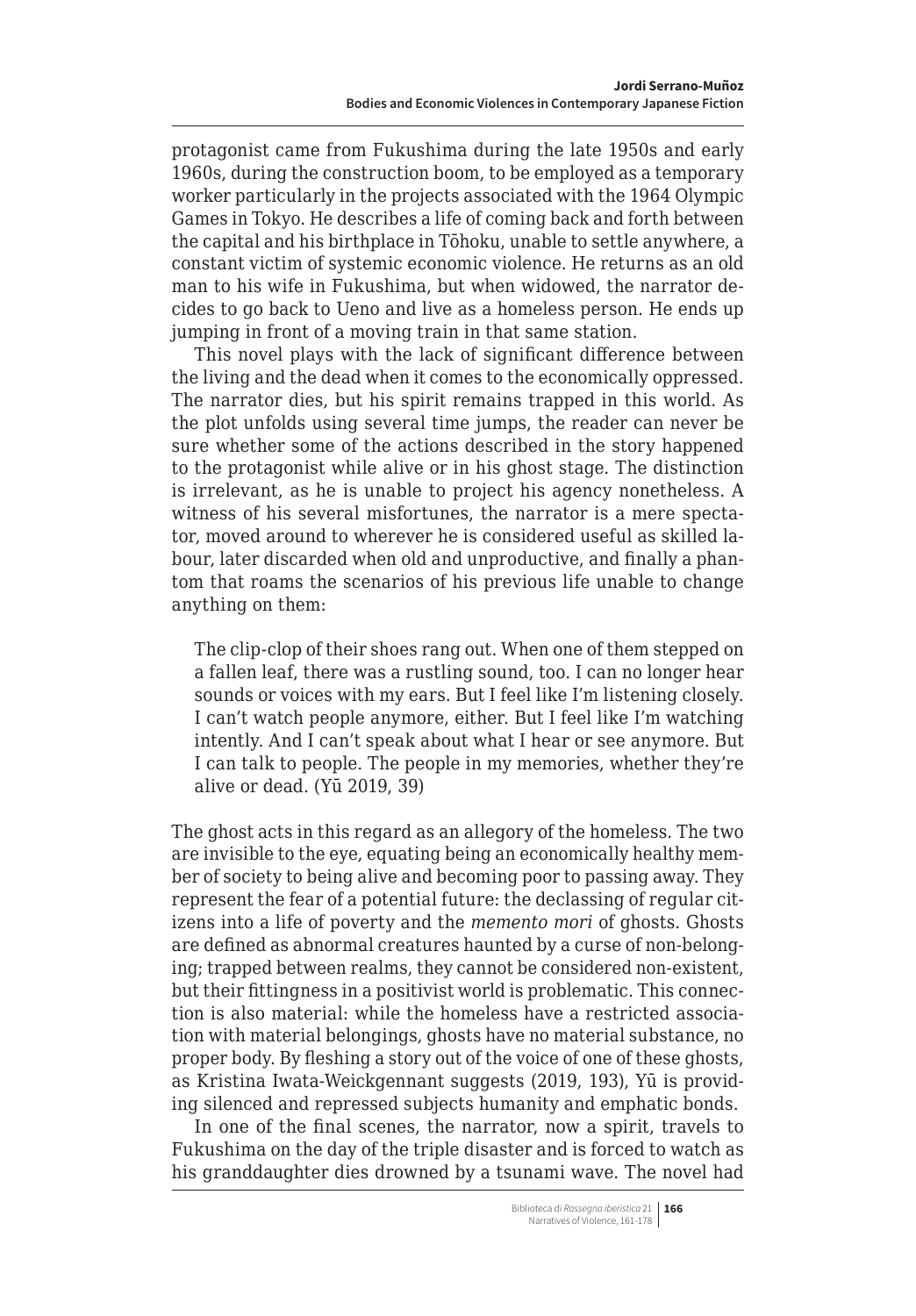protagonist came from Fukushima during the late 1950s and early 1960s, during the construction boom, to be employed as a temporary worker particularly in the projects associated with the 1964 Olympic Games in Tokyo. He describes a life of coming back and forth between the capital and his birthplace in Tōhoku, unable to settle anywhere, a constant victim of systemic economic violence. He returns as an old man to his wife in Fukushima, but when widowed, the narrator decides to go back to Ueno and live as a homeless person. He ends up jumping in front of a moving train in that same station.

This novel plays with the lack of significant difference between the living and the dead when it comes to the economically oppressed. The narrator dies, but his spirit remains trapped in this world. As the plot unfolds using several time jumps, the reader can never be sure whether some of the actions described in the story happened to the protagonist while alive or in his ghost stage. The distinction is irrelevant, as he is unable to project his agency nonetheless. A witness of his several misfortunes, the narrator is a mere spectator, moved around to wherever he is considered useful as skilled labour, later discarded when old and unproductive, and finally a phantom that roams the scenarios of his previous life unable to change anything on them:

> The clip-clop of their shoes rang out. When one of them stepped on a fallen leaf, there was a rustling sound, too. I can no longer hear sounds or voices with my ears. But I feel like I'm listening closely. I can't watch people anymore, either. But I feel like I'm watching intently. And I can't speak about what I hear or see anymore. But I can talk to people. The people in my memories, whether they're alive or dead. (Yū 2019, 39)

The ghost acts in this regard as an allegory of the homeless. The two are invisible to the eye, equating being an economically healthy member of society to being alive and becoming poor to passing away. They represent the fear of a potential future: the declassing of regular citizens into a life of poverty and the *memento mori* of ghosts. Ghosts are defined as abnormal creatures haunted by a curse of non-belonging; trapped between realms, they cannot be considered non-existent, but their fittingness in a positivist world is problematic. This connection is also material: while the homeless have a restricted association with material belongings, ghosts have no material substance, no proper body. By fleshing a story out of the voice of one of these ghosts, as Kristina Iwata-Weickgennant suggests (2019, 193), Yū is providing silenced and repressed subjects humanity and emphatic bonds.

In one of the final scenes, the narrator, now a spirit, travels to Fukushima on the day of the triple disaster and is forced to watch as his granddaughter dies drowned by a tsunami wave. The novel had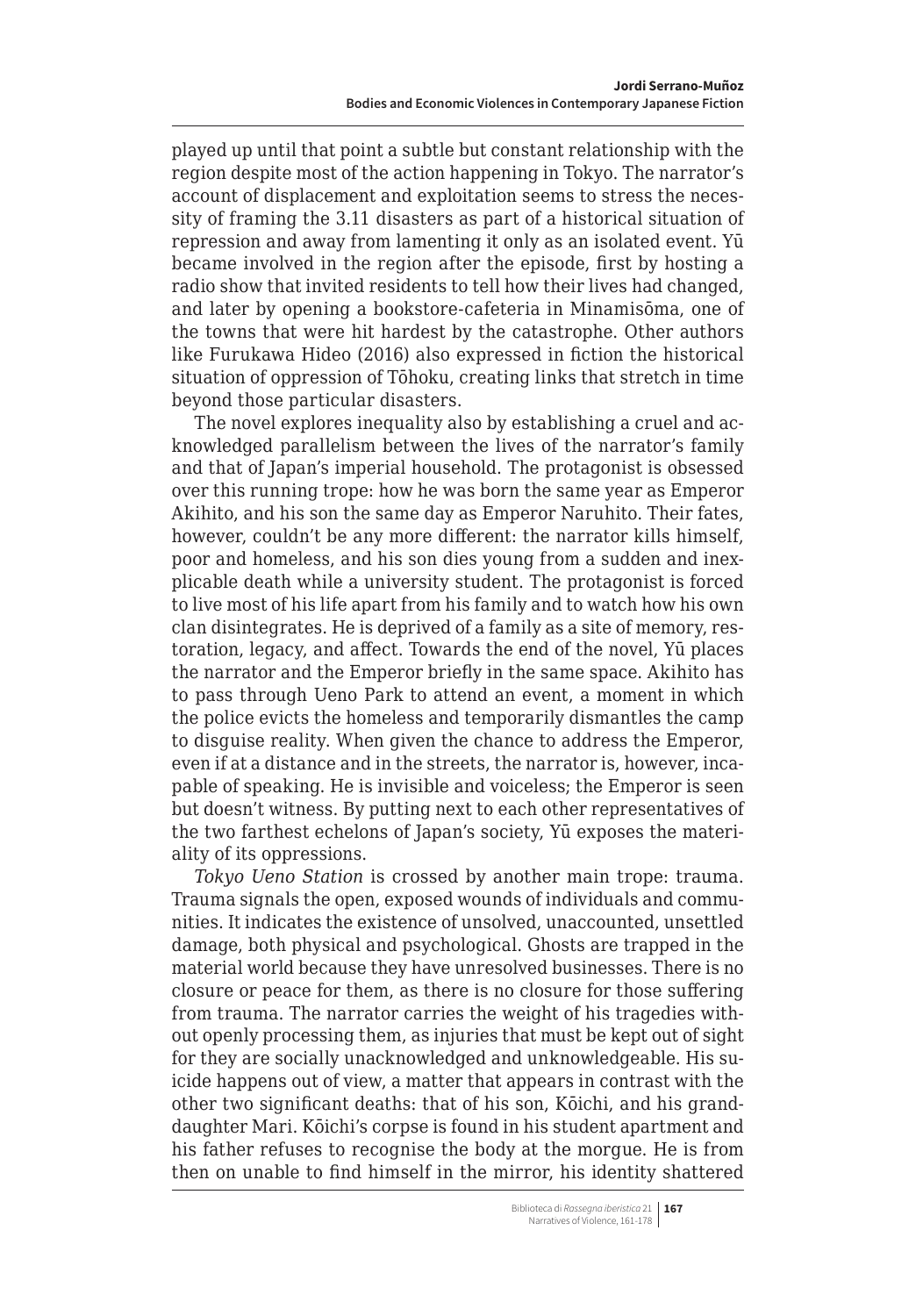played up until that point a subtle but constant relationship with the region despite most of the action happening in Tokyo. The narrator's account of displacement and exploitation seems to stress the necessity of framing the 3.11 disasters as part of a historical situation of repression and away from lamenting it only as an isolated event. Yū became involved in the region after the episode, first by hosting a radio show that invited residents to tell how their lives had changed, and later by opening a bookstore-cafeteria in Minamisōma, one of the towns that were hit hardest by the catastrophe. Other authors like Furukawa Hideo (2016) also expressed in fiction the historical situation of oppression of Tōhoku, creating links that stretch in time beyond those particular disasters.

The novel explores inequality also by establishing a cruel and acknowledged parallelism between the lives of the narrator's family and that of Japan's imperial household. The protagonist is obsessed over this running trope: how he was born the same year as Emperor Akihito, and his son the same day as Emperor Naruhito. Their fates, however, couldn't be any more different: the narrator kills himself, poor and homeless, and his son dies young from a sudden and inexplicable death while a university student. The protagonist is forced to live most of his life apart from his family and to watch how his own clan disintegrates. He is deprived of a family as a site of memory, restoration, legacy, and affect. Towards the end of the novel, Yū places the narrator and the Emperor briefly in the same space. Akihito has to pass through Ueno Park to attend an event, a moment in which the police evicts the homeless and temporarily dismantles the camp to disguise reality. When given the chance to address the Emperor, even if at a distance and in the streets, the narrator is, however, incapable of speaking. He is invisible and voiceless; the Emperor is seen but doesn't witness. By putting next to each other representatives of the two farthest echelons of Japan's society, Yū exposes the materiality of its oppressions.

*Tokyo Ueno Station* is crossed by another main trope: trauma. Trauma signals the open, exposed wounds of individuals and communities. It indicates the existence of unsolved, unaccounted, unsettled damage, both physical and psychological. Ghosts are trapped in the material world because they have unresolved businesses. There is no closure or peace for them, as there is no closure for those suffering from trauma. The narrator carries the weight of his tragedies without openly processing them, as injuries that must be kept out of sight for they are socially unacknowledged and unknowledgeable. His suicide happens out of view, a matter that appears in contrast with the other two significant deaths: that of his son, Kōichi, and his granddaughter Mari. Kōichi's corpse is found in his student apartment and his father refuses to recognise the body at the morgue. He is from then on unable to find himself in the mirror, his identity shattered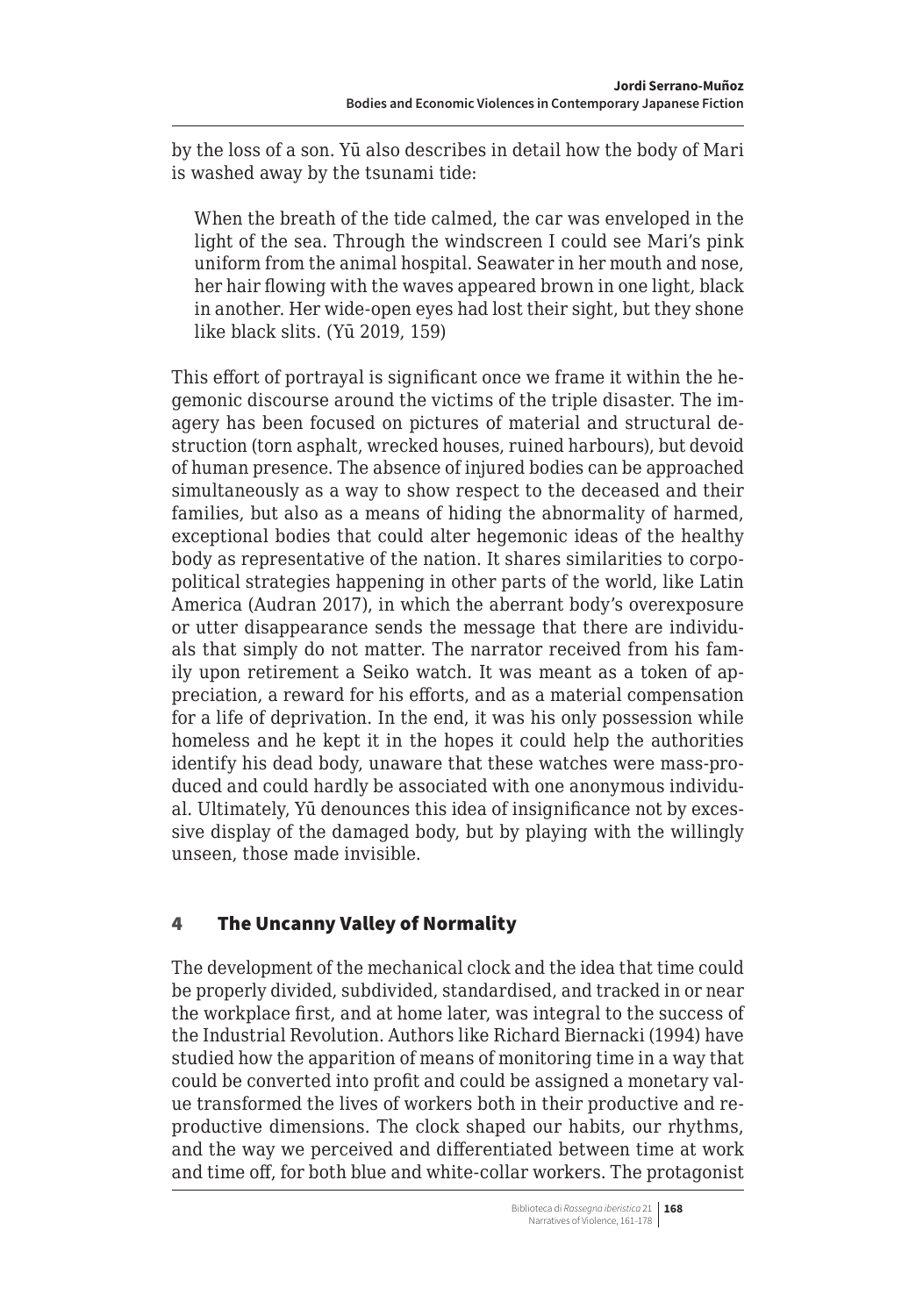by the loss of a son. Yū also describes in detail how the body of Mari is washed away by the tsunami tide:

> When the breath of the tide calmed, the car was enveloped in the light of the sea. Through the windscreen I could see Mari's pink uniform from the animal hospital. Seawater in her mouth and nose, her hair flowing with the waves appeared brown in one light, black in another. Her wide-open eyes had lost their sight, but they shone like black slits. (Yū 2019, 159)

This effort of portrayal is significant once we frame it within the hegemonic discourse around the victims of the triple disaster. The imagery has been focused on pictures of material and structural destruction (torn asphalt, wrecked houses, ruined harbours), but devoid of human presence. The absence of injured bodies can be approached simultaneously as a way to show respect to the deceased and their families, but also as a means of hiding the abnormality of harmed, exceptional bodies that could alter hegemonic ideas of the healthy body as representative of the nation. It shares similarities to corpopolitical strategies happening in other parts of the world, like Latin America (Audran 2017), in which the aberrant body's overexposure or utter disappearance sends the message that there are individuals that simply do not matter. The narrator received from his family upon retirement a Seiko watch. It was meant as a token of appreciation, a reward for his efforts, and as a material compensation for a life of deprivation. In the end, it was his only possession while homeless and he kept it in the hopes it could help the authorities identify his dead body, unaware that these watches were mass-produced and could hardly be associated with one anonymous individual. Ultimately, Yū denounces this idea of insignificance not by excessive display of the damaged body, but by playing with the willingly unseen, those made invisible.

## 4 The Uncanny Valley of Normality

The development of the mechanical clock and the idea that time could be properly divided, subdivided, standardised, and tracked in or near the workplace first, and at home later, was integral to the success of the Industrial Revolution. Authors like Richard Biernacki (1994) have studied how the apparition of means of monitoring time in a way that could be converted into profit and could be assigned a monetary value transformed the lives of workers both in their productive and reproductive dimensions. The clock shaped our habits, our rhythms, and the way we perceived and differentiated between time at work and time off, for both blue and white-collar workers. The protagonist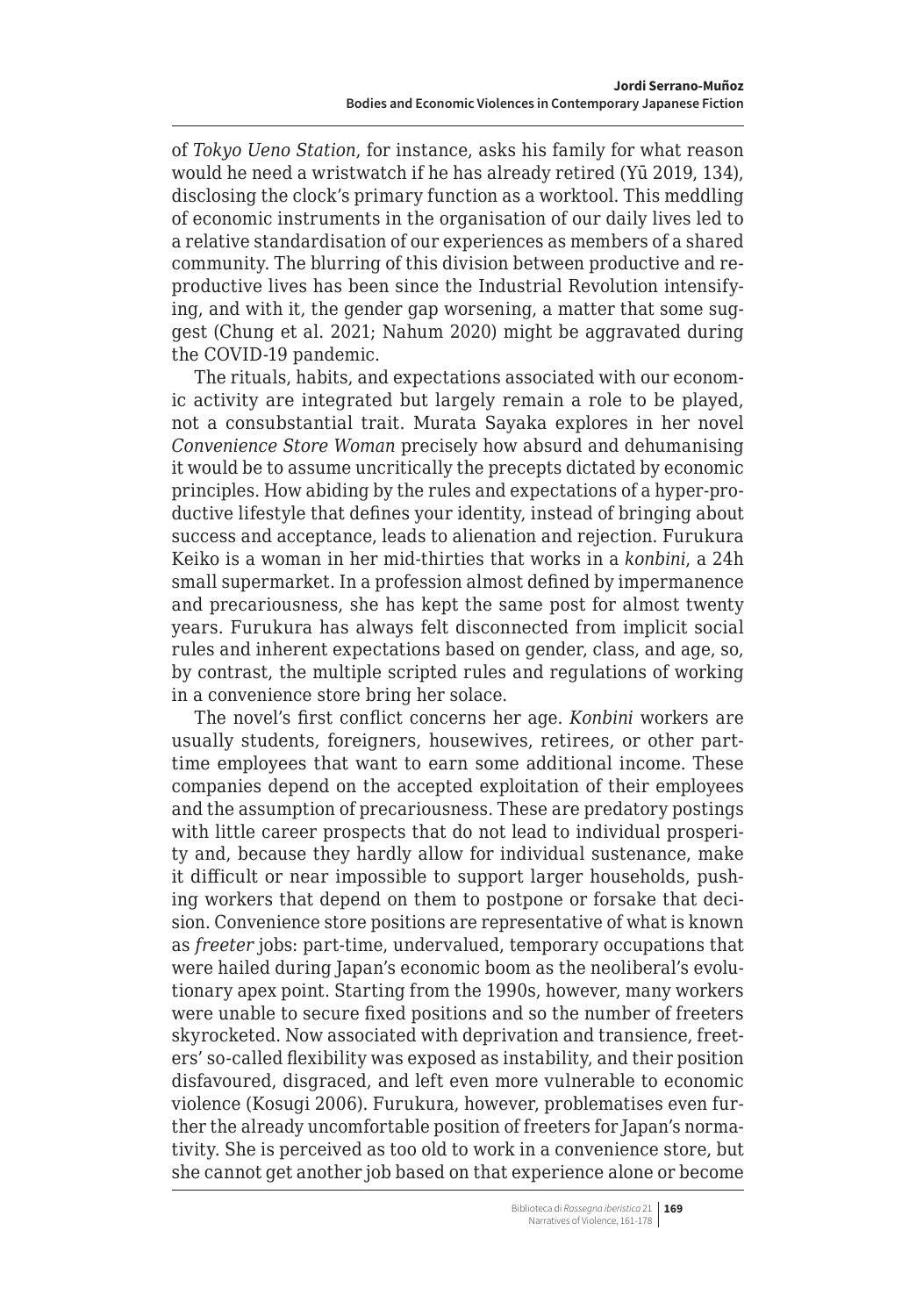of *Tokyo Ueno Station*, for instance, asks his family for what reason would he need a wristwatch if he has already retired (Yū 2019, 134), disclosing the clock's primary function as a worktool. This meddling of economic instruments in the organisation of our daily lives led to a relative standardisation of our experiences as members of a shared community. The blurring of this division between productive and reproductive lives has been since the Industrial Revolution intensifying, and with it, the gender gap worsening, a matter that some suggest (Chung et al. 2021; Nahum 2020) might be aggravated during the COVID-19 pandemic.

The rituals, habits, and expectations associated with our economic activity are integrated but largely remain a role to be played, not a consubstantial trait. Murata Sayaka explores in her novel *Convenience Store Woman* precisely how absurd and dehumanising it would be to assume uncritically the precepts dictated by economic principles. How abiding by the rules and expectations of a hyper-productive lifestyle that defines your identity, instead of bringing about success and acceptance, leads to alienation and rejection. Furukura Keiko is a woman in her mid-thirties that works in a *konbini*, a 24h small supermarket. In a profession almost defined by impermanence and precariousness, she has kept the same post for almost twenty years. Furukura has always felt disconnected from implicit social rules and inherent expectations based on gender, class, and age, so, by contrast, the multiple scripted rules and regulations of working in a convenience store bring her solace.

The novel's first conflict concerns her age. *Konbini* workers are usually students, foreigners, housewives, retirees, or other part-time employees that want to earn some additional income. These companies depend on the accepted exploitation of their employees and the assumption of precariousness. These are predatory postings with little career prospects that do not lead to individual prosperity and, because they hardly allow for individual sustenance, make it difficult or near impossible to support larger households, pushing workers that depend on them to postpone or forsake that decision. Convenience store positions are representative of what is known as *freeter* jobs: part-time, undervalued, temporary occupations that were hailed during Japan's economic boom as the neoliberal's evolutionary apex point. Starting from the 1990s, however, many workers were unable to secure fixed positions and so the number of freeters skyrocketed. Now associated with deprivation and transience, freeters' so-called flexibility was exposed as instability, and their position disfavoured, disgraced, and left even more vulnerable to economic violence (Kosugi 2006). Furukura, however, problematises even further the already uncomfortable position of freeters for Japan's normativity. She is perceived as too old to work in a convenience store, but she cannot get another job based on that experience alone or become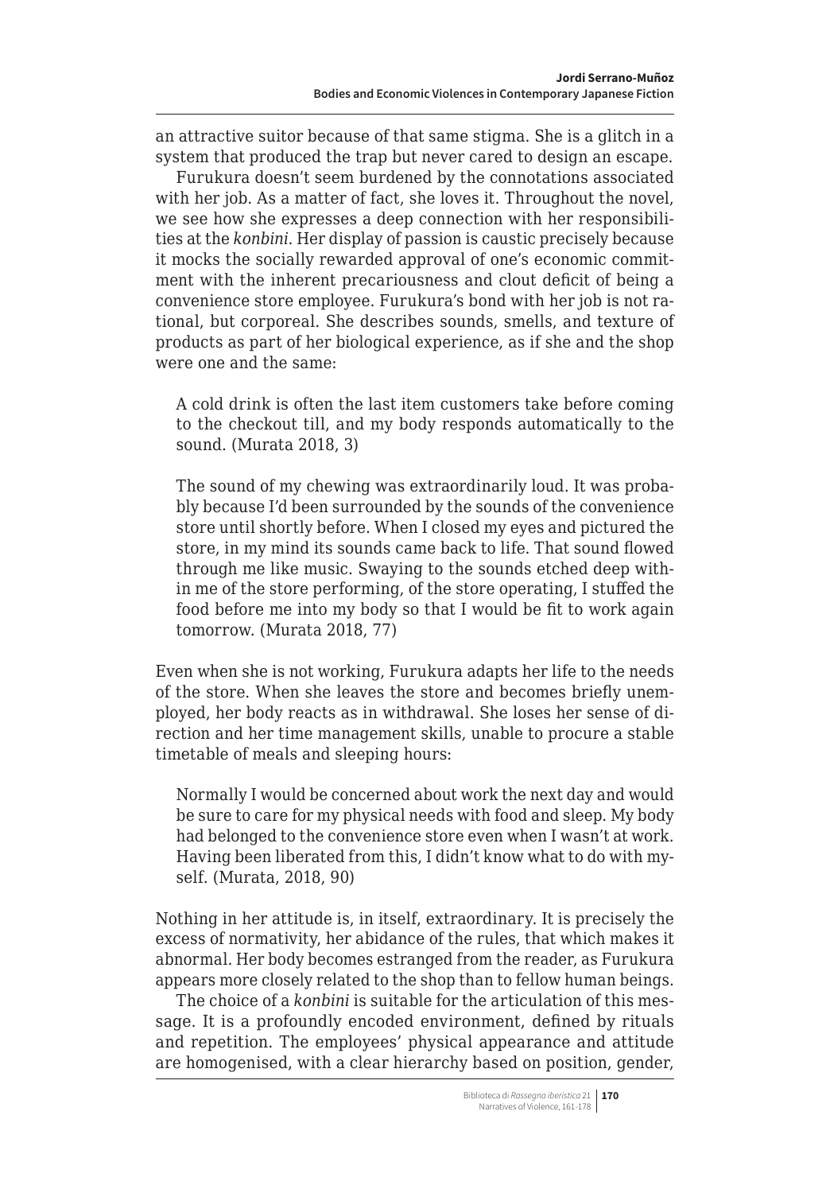an attractive suitor because of that same stigma. She is a glitch in a system that produced the trap but never cared to design an escape.

Furukura doesn't seem burdened by the connotations associated with her job. As a matter of fact, she loves it. Throughout the novel, we see how she expresses a deep connection with her responsibilities at the *konbini*. Her display of passion is caustic precisely because it mocks the socially rewarded approval of one's economic commitment with the inherent precariousness and clout deficit of being a convenience store employee. Furukura's bond with her job is not rational, but corporeal. She describes sounds, smells, and texture of products as part of her biological experience, as if she and the shop were one and the same:

> A cold drink is often the last item customers take before coming to the checkout till, and my body responds automatically to the sound. (Murata 2018, 3)

> The sound of my chewing was extraordinarily loud. It was probably because I'd been surrounded by the sounds of the convenience store until shortly before. When I closed my eyes and pictured the store, in my mind its sounds came back to life. That sound flowed through me like music. Swaying to the sounds etched deep within me of the store performing, of the store operating, I stuffed the food before me into my body so that I would be fit to work again tomorrow. (Murata 2018, 77)

Even when she is not working, Furukura adapts her life to the needs of the store. When she leaves the store and becomes briefly unemployed, her body reacts as in withdrawal. She loses her sense of direction and her time management skills, unable to procure a stable timetable of meals and sleeping hours:

> Normally I would be concerned about work the next day and would be sure to care for my physical needs with food and sleep. My body had belonged to the convenience store even when I wasn't at work. Having been liberated from this, I didn't know what to do with myself. (Murata, 2018, 90)

Nothing in her attitude is, in itself, extraordinary. It is precisely the excess of normativity, her abidance of the rules, that which makes it abnormal. Her body becomes estranged from the reader, as Furukura appears more closely related to the shop than to fellow human beings.

The choice of a *konbini* is suitable for the articulation of this message. It is a profoundly encoded environment, defined by rituals and repetition. The employees' physical appearance and attitude are homogenised, with a clear hierarchy based on position, gender,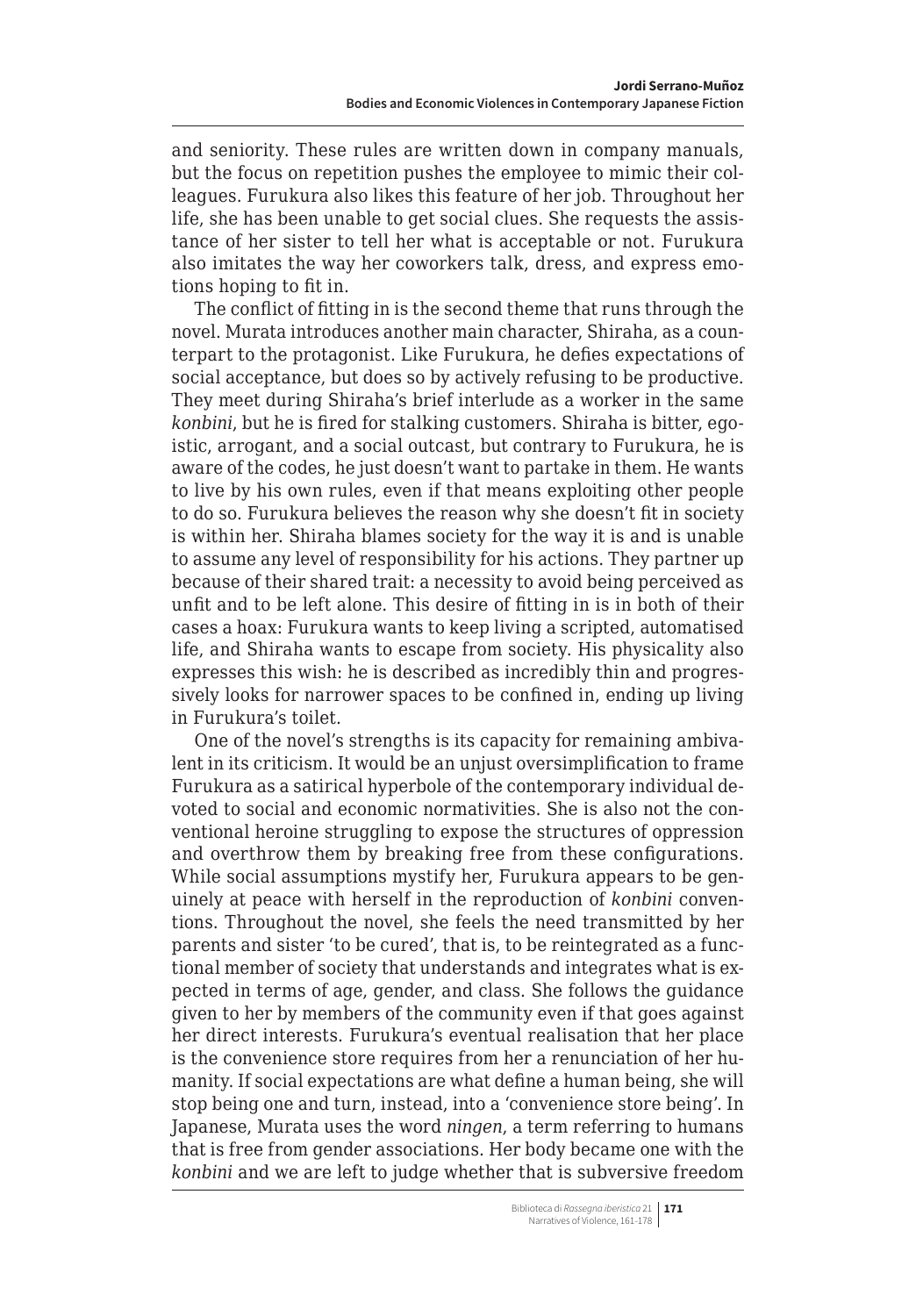and seniority. These rules are written down in company manuals, but the focus on repetition pushes the employee to mimic their colleagues. Furukura also likes this feature of her job. Throughout her life, she has been unable to get social clues. She requests the assistance of her sister to tell her what is acceptable or not. Furukura also imitates the way her coworkers talk, dress, and express emotions hoping to fit in.

The conflict of fitting in is the second theme that runs through the novel. Murata introduces another main character, Shiraha, as a counterpart to the protagonist. Like Furukura, he defies expectations of social acceptance, but does so by actively refusing to be productive. They meet during Shiraha's brief interlude as a worker in the same *konbini*, but he is fired for stalking customers. Shiraha is bitter, egoistic, arrogant, and a social outcast, but contrary to Furukura, he is aware of the codes, he just doesn't want to partake in them. He wants to live by his own rules, even if that means exploiting other people to do so. Furukura believes the reason why she doesn't fit in society is within her. Shiraha blames society for the way it is and is unable to assume any level of responsibility for his actions. They partner up because of their shared trait: a necessity to avoid being perceived as unfit and to be left alone. This desire of fitting in is in both of their cases a hoax: Furukura wants to keep living a scripted, automatised life, and Shiraha wants to escape from society. His physicality also expresses this wish: he is described as incredibly thin and progressively looks for narrower spaces to be confined in, ending up living in Furukura's toilet.

One of the novel's strengths is its capacity for remaining ambivalent in its criticism. It would be an unjust oversimplification to frame Furukura as a satirical hyperbole of the contemporary individual devoted to social and economic normativities. She is also not the conventional heroine struggling to expose the structures of oppression and overthrow them by breaking free from these configurations. While social assumptions mystify her, Furukura appears to be genuinely at peace with herself in the reproduction of *konbini* conventions. Throughout the novel, she feels the need transmitted by her parents and sister 'to be cured', that is, to be reintegrated as a functional member of society that understands and integrates what is expected in terms of age, gender, and class. She follows the guidance given to her by members of the community even if that goes against her direct interests. Furukura's eventual realisation that her place is the convenience store requires from her a renunciation of her humanity. If social expectations are what define a human being, she will stop being one and turn, instead, into a 'convenience store being'. In Japanese, Murata uses the word *ningen*, a term referring to humans that is free from gender associations. Her body became one with the *konbini* and we are left to judge whether that is subversive freedom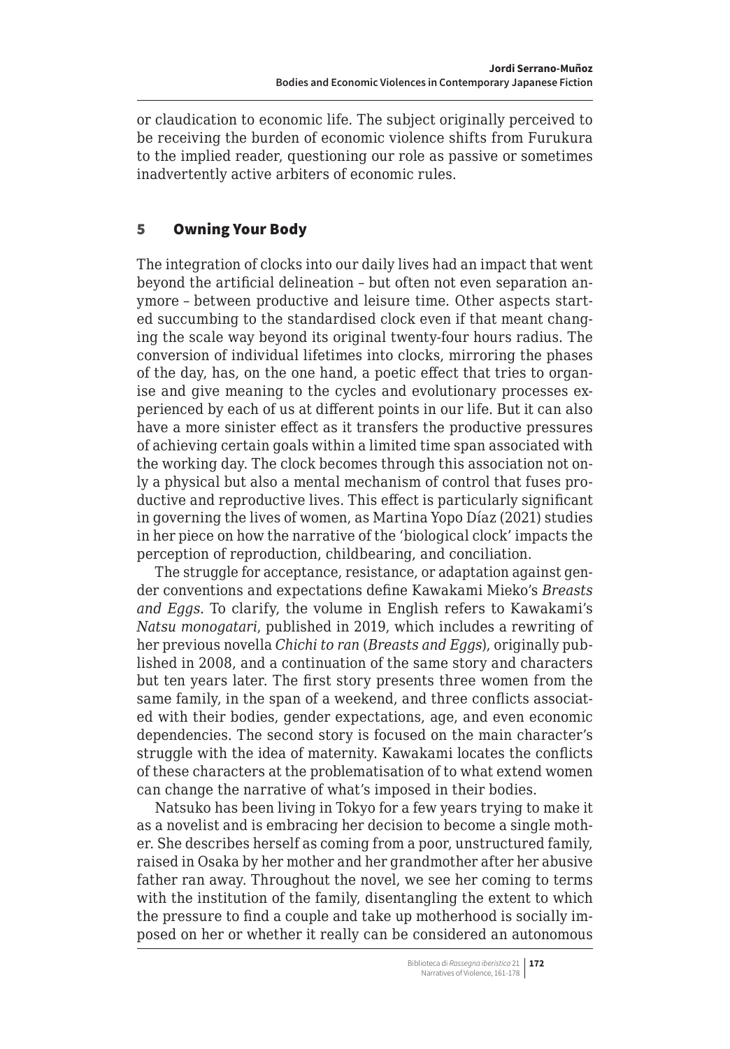or claudication to economic life. The subject originally perceived to be receiving the burden of economic violence shifts from Furukura to the implied reader, questioning our role as passive or sometimes inadvertently active arbiters of economic rules.

## 5 Owning Your Body

The integration of clocks into our daily lives had an impact that went beyond the artificial delineation – but often not even separation anymore – between productive and leisure time. Other aspects started succumbing to the standardised clock even if that meant changing the scale way beyond its original twenty-four hours radius. The conversion of individual lifetimes into clocks, mirroring the phases of the day, has, on the one hand, a poetic effect that tries to organise and give meaning to the cycles and evolutionary processes experienced by each of us at different points in our life. But it can also have a more sinister effect as it transfers the productive pressures of achieving certain goals within a limited time span associated with the working day. The clock becomes through this association not only a physical but also a mental mechanism of control that fuses productive and reproductive lives. This effect is particularly significant in governing the lives of women, as Martina Yopo Díaz (2021) studies in her piece on how the narrative of the 'biological clock' impacts the perception of reproduction, childbearing, and conciliation.

The struggle for acceptance, resistance, or adaptation against gender conventions and expectations define Kawakami Mieko's *Breasts and Eggs*. To clarify, the volume in English refers to Kawakami's *Natsu monogatari*, published in 2019, which includes a rewriting of her previous novella *Chichi to ran* (*Breasts and Eggs*), originally published in 2008, and a continuation of the same story and characters but ten years later. The first story presents three women from the same family, in the span of a weekend, and three conflicts associated with their bodies, gender expectations, age, and even economic dependencies. The second story is focused on the main character's struggle with the idea of maternity. Kawakami locates the conflicts of these characters at the problematisation of to what extend women can change the narrative of what's imposed in their bodies.

Natsuko has been living in Tokyo for a few years trying to make it as a novelist and is embracing her decision to become a single mother. She describes herself as coming from a poor, unstructured family, raised in Osaka by her mother and her grandmother after her abusive father ran away. Throughout the novel, we see her coming to terms with the institution of the family, disentangling the extent to which the pressure to find a couple and take up motherhood is socially imposed on her or whether it really can be considered an autonomous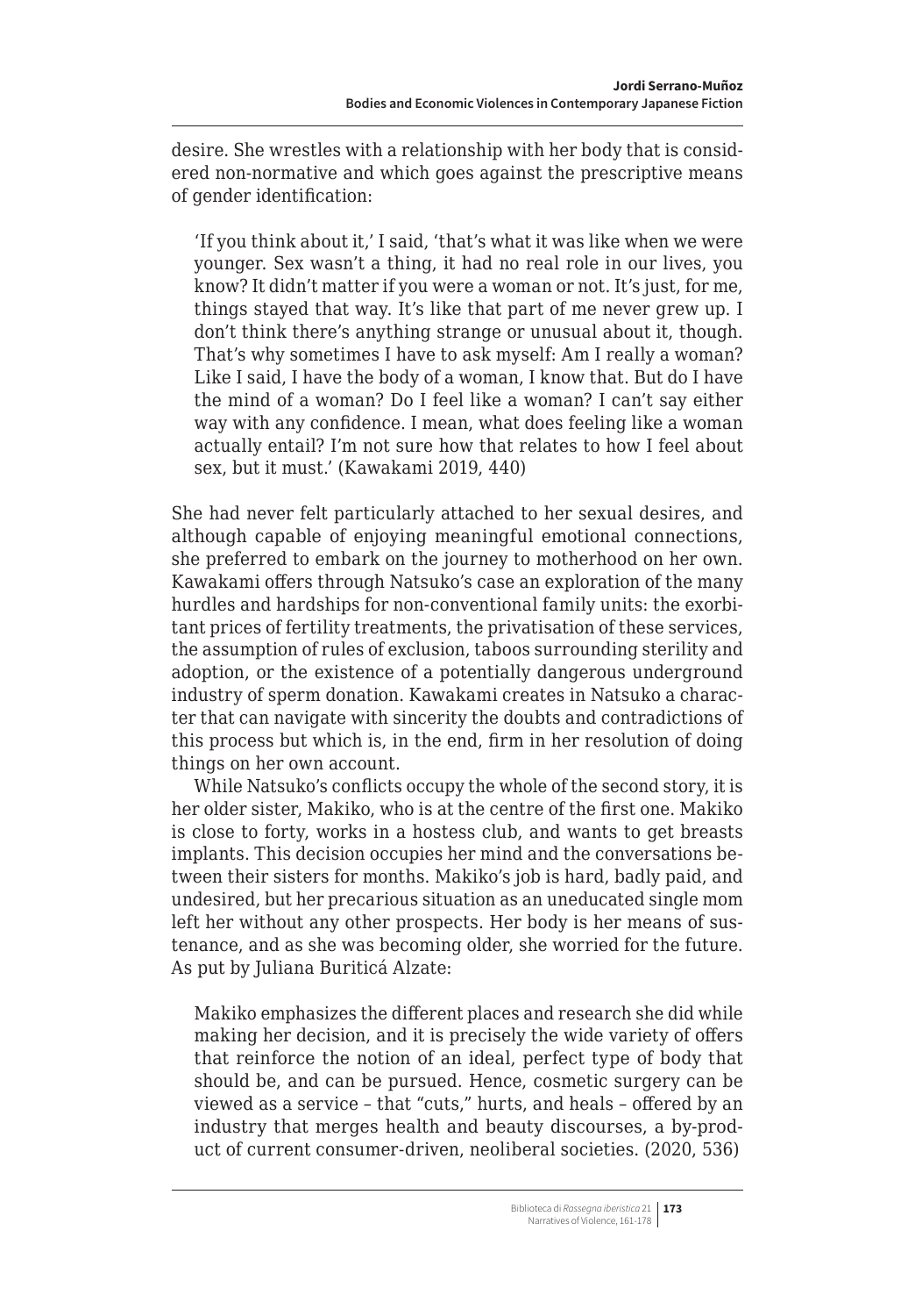desire. She wrestles with a relationship with her body that is considered non-normative and which goes against the prescriptive means of gender identification:

> 'If you think about it,' I said, 'that's what it was like when we were younger. Sex wasn't a thing, it had no real role in our lives, you know? It didn't matter if you were a woman or not. It's just, for me, things stayed that way. It's like that part of me never grew up. I don't think there's anything strange or unusual about it, though. That's why sometimes I have to ask myself: Am I really a woman? Like I said, I have the body of a woman, I know that. But do I have the mind of a woman? Do I feel like a woman? I can't say either way with any confidence. I mean, what does feeling like a woman actually entail? I'm not sure how that relates to how I feel about sex, but it must.' (Kawakami 2019, 440)

She had never felt particularly attached to her sexual desires, and although capable of enjoying meaningful emotional connections, she preferred to embark on the journey to motherhood on her own. Kawakami offers through Natsuko's case an exploration of the many hurdles and hardships for non-conventional family units: the exorbitant prices of fertility treatments, the privatisation of these services, the assumption of rules of exclusion, taboos surrounding sterility and adoption, or the existence of a potentially dangerous underground industry of sperm donation. Kawakami creates in Natsuko a character that can navigate with sincerity the doubts and contradictions of this process but which is, in the end, firm in her resolution of doing things on her own account.

While Natsuko's conflicts occupy the whole of the second story, it is her older sister, Makiko, who is at the centre of the first one. Makiko is close to forty, works in a hostess club, and wants to get breasts implants. This decision occupies her mind and the conversations between their sisters for months. Makiko's job is hard, badly paid, and undesired, but her precarious situation as an uneducated single mom left her without any other prospects. Her body is her means of sustenance, and as she was becoming older, she worried for the future. As put by Juliana Buriticá Alzate:

> Makiko emphasizes the different places and research she did while making her decision, and it is precisely the wide variety of offers that reinforce the notion of an ideal, perfect type of body that should be, and can be pursued. Hence, cosmetic surgery can be viewed as a service – that "cuts," hurts, and heals – offered by an industry that merges health and beauty discourses, a by-product of current consumer-driven, neoliberal societies. (2020, 536)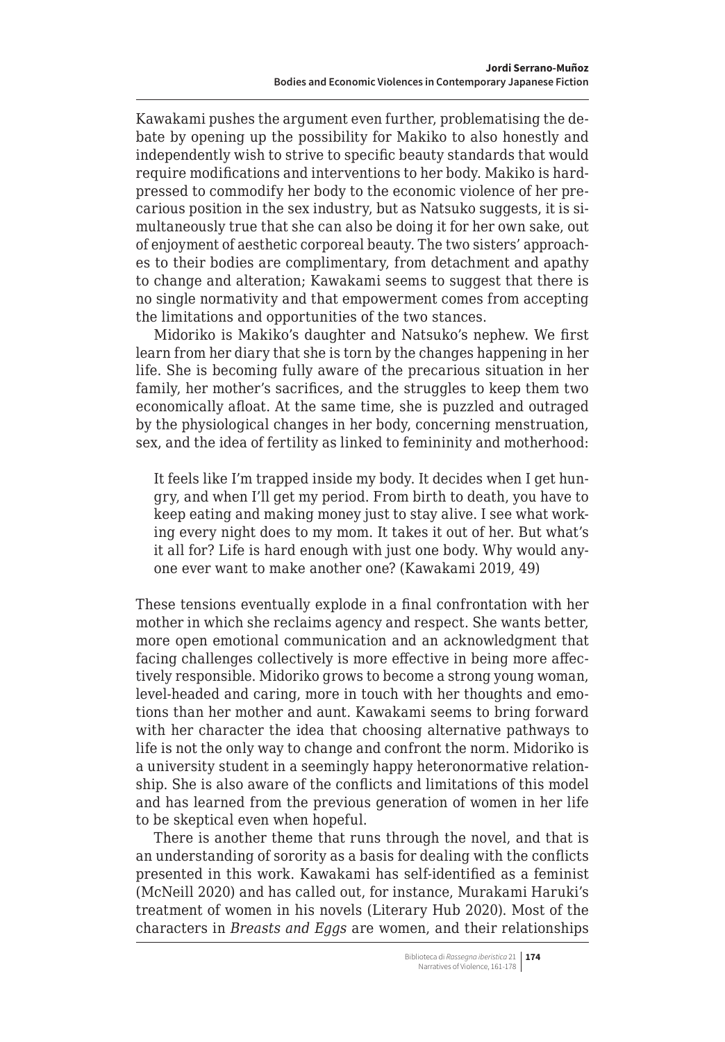Kawakami pushes the argument even further, problematising the debate by opening up the possibility for Makiko to also honestly and independently wish to strive to specific beauty standards that would require modifications and interventions to her body. Makiko is hard-pressed to commodify her body to the economic violence of her precarious position in the sex industry, but as Natsuko suggests, it is simultaneously true that she can also be doing it for her own sake, out of enjoyment of aesthetic corporeal beauty. The two sisters' approaches to their bodies are complimentary, from detachment and apathy to change and alteration; Kawakami seems to suggest that there is no single normativity and that empowerment comes from accepting the limitations and opportunities of the two stances.

Midoriko is Makiko's daughter and Natsuko's nephew. We first learn from her diary that she is torn by the changes happening in her life. She is becoming fully aware of the precarious situation in her family, her mother's sacrifices, and the struggles to keep them two economically afloat. At the same time, she is puzzled and outraged by the physiological changes in her body, concerning menstruation, sex, and the idea of fertility as linked to femininity and motherhood:

> It feels like I'm trapped inside my body. It decides when I get hungry, and when I'll get my period. From birth to death, you have to keep eating and making money just to stay alive. I see what working every night does to my mom. It takes it out of her. But what's it all for? Life is hard enough with just one body. Why would anyone ever want to make another one? (Kawakami 2019, 49)

These tensions eventually explode in a final confrontation with her mother in which she reclaims agency and respect. She wants better, more open emotional communication and an acknowledgment that facing challenges collectively is more effective in being more affectively responsible. Midoriko grows to become a strong young woman, level-headed and caring, more in touch with her thoughts and emotions than her mother and aunt. Kawakami seems to bring forward with her character the idea that choosing alternative pathways to life is not the only way to change and confront the norm. Midoriko is a university student in a seemingly happy heteronormative relationship. She is also aware of the conflicts and limitations of this model and has learned from the previous generation of women in her life to be skeptical even when hopeful.

There is another theme that runs through the novel, and that is an understanding of sorority as a basis for dealing with the conflicts presented in this work. Kawakami has self-identified as a feminist (McNeill 2020) and has called out, for instance, Murakami Haruki's treatment of women in his novels (Literary Hub 2020). Most of the characters in *Breasts and Eggs* are women, and their relationships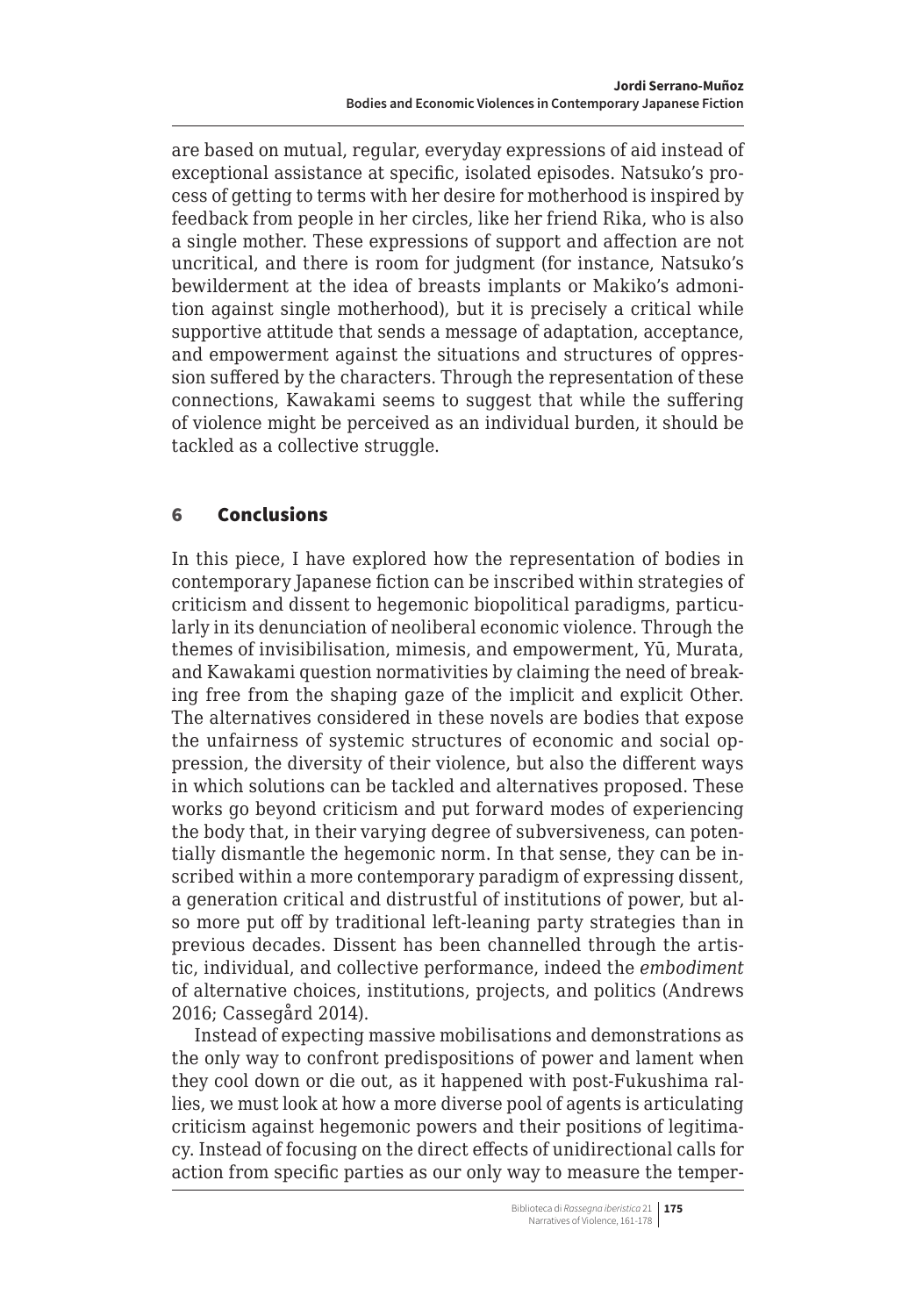are based on mutual, regular, everyday expressions of aid instead of exceptional assistance at specific, isolated episodes. Natsuko's process of getting to terms with her desire for motherhood is inspired by feedback from people in her circles, like her friend Rika, who is also a single mother. These expressions of support and affection are not uncritical, and there is room for judgment (for instance, Natsuko's bewilderment at the idea of breasts implants or Makiko's admonition against single motherhood), but it is precisely a critical while supportive attitude that sends a message of adaptation, acceptance, and empowerment against the situations and structures of oppression suffered by the characters. Through the representation of these connections, Kawakami seems to suggest that while the suffering of violence might be perceived as an individual burden, it should be tackled as a collective struggle.

## 6 Conclusions

In this piece, I have explored how the representation of bodies in contemporary Japanese fiction can be inscribed within strategies of criticism and dissent to hegemonic biopolitical paradigms, particularly in its denunciation of neoliberal economic violence. Through the themes of invisibilisation, mimesis, and empowerment, Yū, Murata, and Kawakami question normativities by claiming the need of breaking free from the shaping gaze of the implicit and explicit Other. The alternatives considered in these novels are bodies that expose the unfairness of systemic structures of economic and social oppression, the diversity of their violence, but also the different ways in which solutions can be tackled and alternatives proposed. These works go beyond criticism and put forward modes of experiencing the body that, in their varying degree of subversiveness, can potentially dismantle the hegemonic norm. In that sense, they can be inscribed within a more contemporary paradigm of expressing dissent, a generation critical and distrustful of institutions of power, but also more put off by traditional left-leaning party strategies than in previous decades. Dissent has been channelled through the artistic, individual, and collective performance, indeed the *embodiment* of alternative choices, institutions, projects, and politics (Andrews 2016; Cassegård 2014).

Instead of expecting massive mobilisations and demonstrations as the only way to confront predispositions of power and lament when they cool down or die out, as it happened with post-Fukushima rallies, we must look at how a more diverse pool of agents is articulating criticism against hegemonic powers and their positions of legitimacy. Instead of focusing on the direct effects of unidirectional calls for action from specific parties as our only way to measure the temper-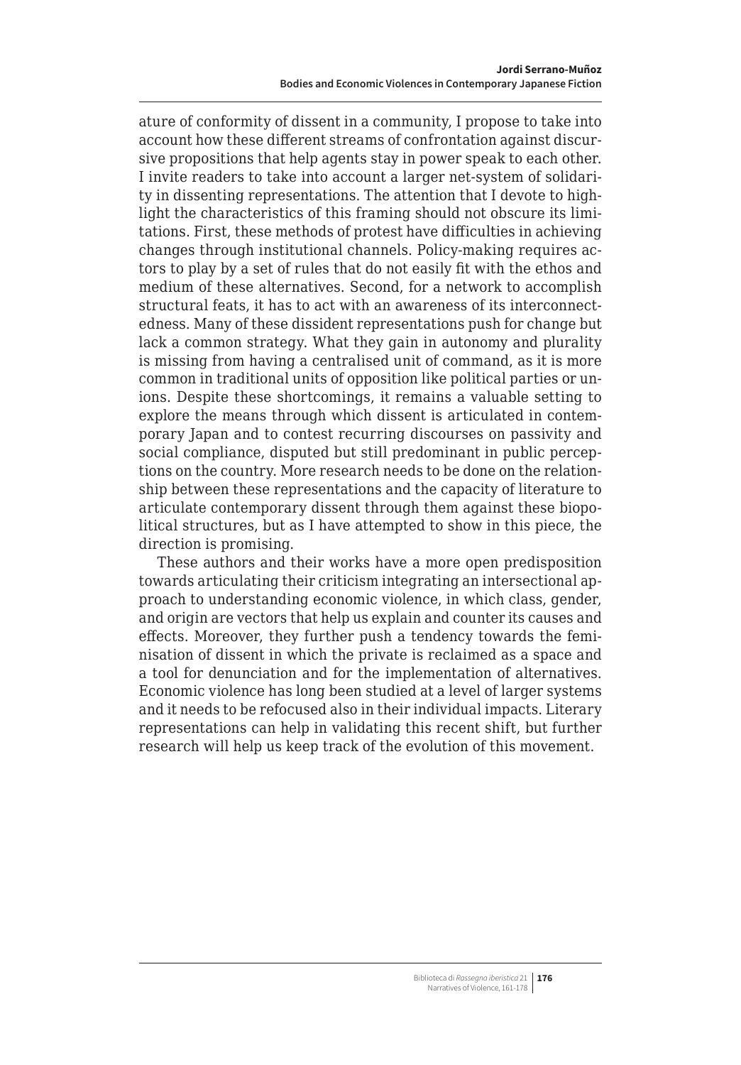ature of conformity of dissent in a community, I propose to take into account how these different streams of confrontation against discursive propositions that help agents stay in power speak to each other. I invite readers to take into account a larger net-system of solidarity in dissenting representations. The attention that I devote to highlight the characteristics of this framing should not obscure its limitations. First, these methods of protest have difficulties in achieving changes through institutional channels. Policy-making requires actors to play by a set of rules that do not easily fit with the ethos and medium of these alternatives. Second, for a network to accomplish structural feats, it has to act with an awareness of its interconnectedness. Many of these dissident representations push for change but lack a common strategy. What they gain in autonomy and plurality is missing from having a centralised unit of command, as it is more common in traditional units of opposition like political parties or unions. Despite these shortcomings, it remains a valuable setting to explore the means through which dissent is articulated in contemporary Japan and to contest recurring discourses on passivity and social compliance, disputed but still predominant in public perceptions on the country. More research needs to be done on the relationship between these representations and the capacity of literature to articulate contemporary dissent through them against these biopolitical structures, but as I have attempted to show in this piece, the direction is promising.

These authors and their works have a more open predisposition towards articulating their criticism integrating an intersectional approach to understanding economic violence, in which class, gender, and origin are vectors that help us explain and counter its causes and effects. Moreover, they further push a tendency towards the feminisation of dissent in which the private is reclaimed as a space and a tool for denunciation and for the implementation of alternatives. Economic violence has long been studied at a level of larger systems and it needs to be refocused also in their individual impacts. Literary representations can help in validating this recent shift, but further research will help us keep track of the evolution of this movement.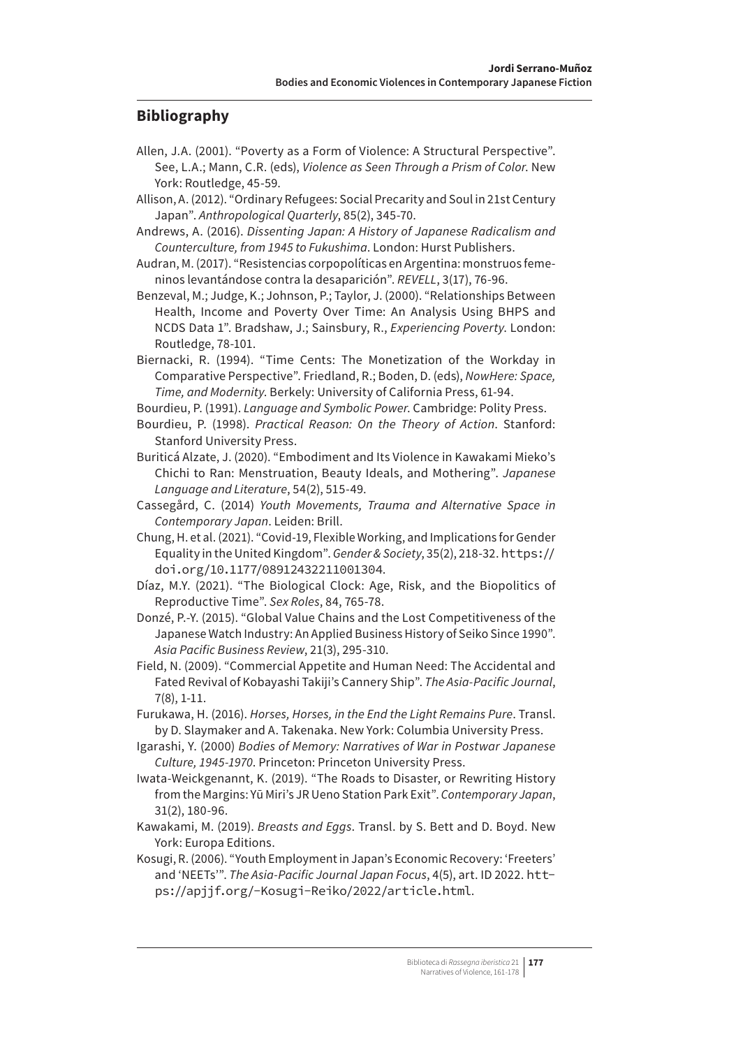## Bibliography

Allen, J.A. (2001). “Poverty as a Form of Violence: A Structural Perspective”. See, L.A.; Mann, C.R. (eds), *Violence as Seen Through a Prism of Color*. New York: Routledge, 45-59.

Allison, A. (2012). “Ordinary Refugees: Social Precarity and Soul in 21st Century Japan”. *Anthropological Quarterly*, 85(2), 345-70.

Andrews, A. (2016). *Dissenting Japan: A History of Japanese Radicalism and Counterculture, from 1945 to Fukushima*. London: Hurst Publishers.

Audran, M. (2017). “Resistencias corpopolíticas en Argentina: monstruos femeninos levantándose contra la desaparición”. *REVELL*, 3(17), 76-96.

Benzeval, M.; Judge, K.; Johnson, P.; Taylor, J. (2000). “Relationships Between Health, Income and Poverty Over Time: An Analysis Using BHPS and NCDS Data 1”. Bradshaw, J.; Sainsbury, R., *Experiencing Poverty*. London: Routledge, 78-101.

Biernacki, R. (1994). “Time Cents: The Monetization of the Workday in Comparative Perspective”. Friedland, R.; Boden, D. (eds), *NowHere: Space, Time, and Modernity*. Berkely: University of California Press, 61-94.

Bourdieu, P. (1991). *Language and Symbolic Power*. Cambridge: Polity Press.

Bourdieu, P. (1998). *Practical Reason: On the Theory of Action*. Stanford: Stanford University Press.

Buriticá Alzate, J. (2020). “Embodiment and Its Violence in Kawakami Mieko’s Chichi to Ran: Menstruation, Beauty Ideals, and Mothering”. *Japanese Language and Literature*, 54(2), 515-49.

Cassegård, C. (2014) *Youth Movements, Trauma and Alternative Space in Contemporary Japan*. Leiden: Brill.

Chung, H. et al. (2021). “Covid-19, Flexible Working, and Implications for Gender Equality in the United Kingdom”. *Gender & Society*, 35(2), 218-32. https://doi.org/10.1177/08912432211001304.

Díaz, M.Y. (2021). “The Biological Clock: Age, Risk, and the Biopolitics of Reproductive Time”. *Sex Roles*, 84, 765-78.

Donzé, P.-Y. (2015). “Global Value Chains and the Lost Competitiveness of the Japanese Watch Industry: An Applied Business History of Seiko Since 1990”. *Asia Pacific Business Review*, 21(3), 295-310.

Field, N. (2009). “Commercial Appetite and Human Need: The Accidental and Fated Revival of Kobayashi Takiji’s Cannery Ship”. *The Asia-Pacific Journal*, 7(8), 1-11.

Furukawa, H. (2016). *Horses, Horses, in the End the Light Remains Pure*. Transl. by D. Slaymaker and A. Takenaka. New York: Columbia University Press.

Igarashi, Y. (2000) *Bodies of Memory: Narratives of War in Postwar Japanese Culture, 1945-1970*. Princeton: Princeton University Press.

Iwata-Weickgenannt, K. (2019). “The Roads to Disaster, or Rewriting History from the Margins: Yū Miri’s JR Ueno Station Park Exit”. *Contemporary Japan*, 31(2), 180-96.

Kawakami, M. (2019). *Breasts and Eggs*. Transl. by S. Bett and D. Boyd. New York: Europa Editions.

Kosugi, R. (2006). “Youth Employment in Japan’s Economic Recovery: ‘Freeters’ and ‘NEETs’”. *The Asia-Pacific Journal Japan Focus*, 4(5), art. ID 2022. https://apjjf.org/-Kosugi-Reiko/2022/article.html.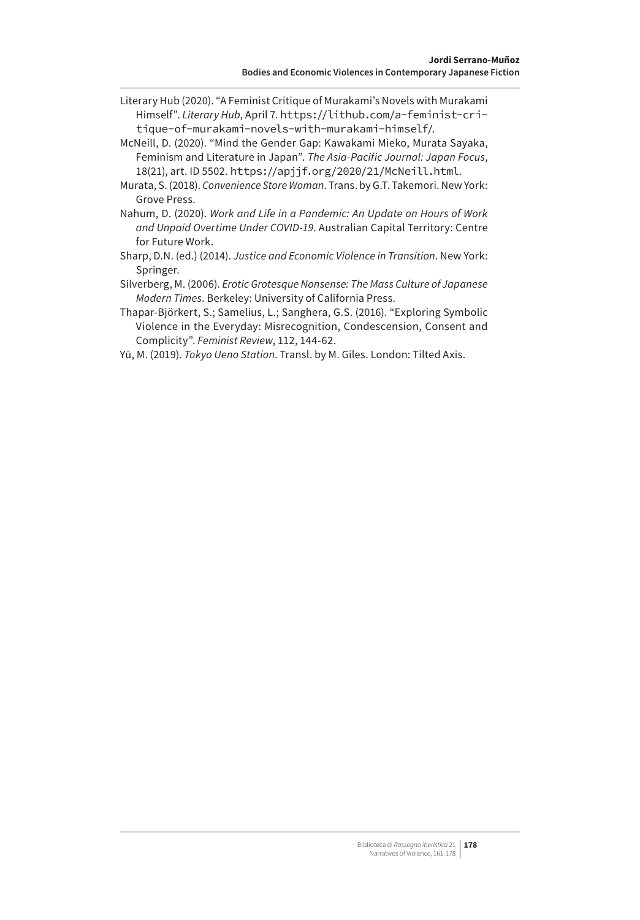Literary Hub (2020). "A Feminist Critique of Murakami's Novels with Murakami Himself". *Literary Hub*, April 7. https://lithub.com/a-feminist-critique-of-murakami-novels-with-murakami-himself/.

McNeill, D. (2020). "Mind the Gender Gap: Kawakami Mieko, Murata Sayaka, Feminism and Literature in Japan". *The Asia-Pacific Journal: Japan Focus*, 18(21), art. ID 5502. https://apjjf.org/2020/21/McNeill.html.

Murata, S. (2018). *Convenience Store Woman*. Trans. by G.T. Takemori. New York: Grove Press.

Nahum, D. (2020). *Work and Life in a Pandemic: An Update on Hours of Work and Unpaid Overtime Under COVID-19*. Australian Capital Territory: Centre for Future Work.

Sharp, D.N. (ed.) (2014). *Justice and Economic Violence in Transition*. New York: Springer.

Silverberg, M. (2006). *Erotic Grotesque Nonsense: The Mass Culture of Japanese Modern Times*. Berkeley: University of California Press.

Thapar-Björkert, S.; Samelius, L.; Sanghera, G.S. (2016). "Exploring Symbolic Violence in the Everyday: Misrecognition, Condescension, Consent and Complicity". *Feminist Review*, 112, 144-62.

Yū, M. (2019). *Tokyo Ueno Station*. Transl. by M. Giles. London: Tilted Axis.